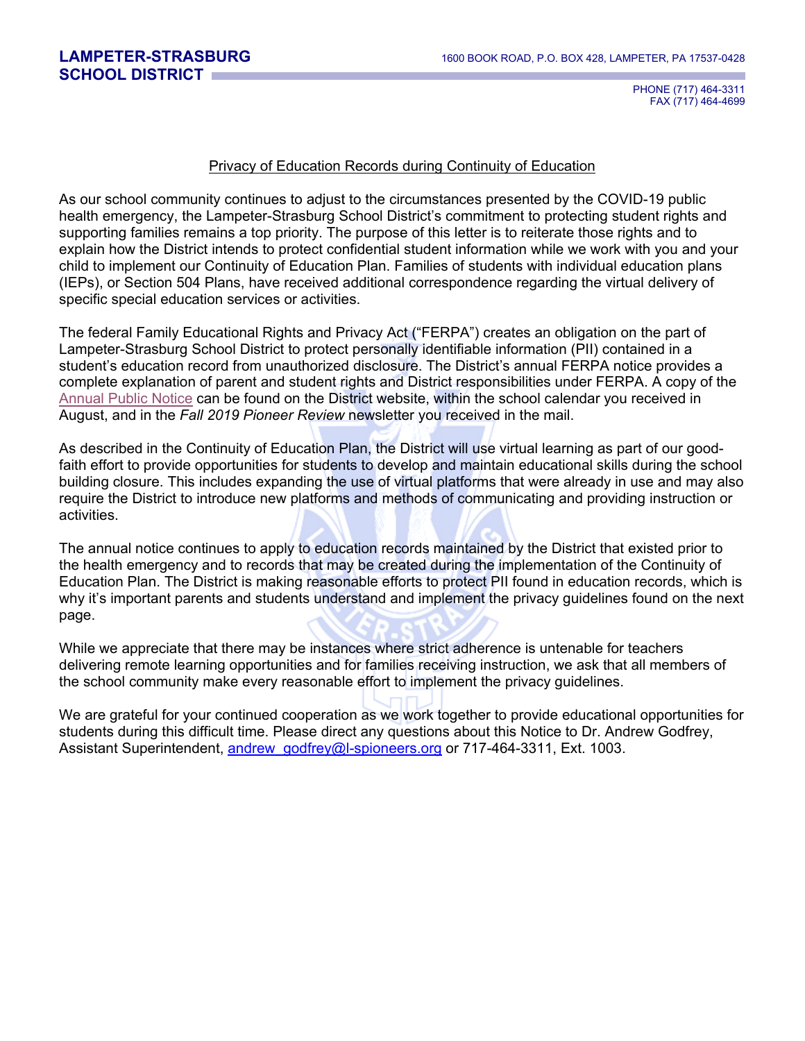**LAMPETER-STRASBURG SCHOOL DISTRICT**

1600 BOOK ROAD, P.O. BOX 428, LAMPETER, PA 17537-0428

PHONE (717) 464-3311
FAX (717) 464-4699

## Privacy of Education Records during Continuity of Education

As our school community continues to adjust to the circumstances presented by the COVID-19 public health emergency, the Lampeter-Strasburg School District's commitment to protecting student rights and supporting families remains a top priority. The purpose of this letter is to reiterate those rights and to explain how the District intends to protect confidential student information while we work with you and your child to implement our Continuity of Education Plan. Families of students with individual education plans (IEPs), or Section 504 Plans, have received additional correspondence regarding the virtual delivery of specific special education services or activities.

The federal Family Educational Rights and Privacy Act ("FERPA") creates an obligation on the part of Lampeter-Strasburg School District to protect personally identifiable information (PII) contained in a student's education record from unauthorized disclosure. The District's annual FERPA notice provides a complete explanation of parent and student rights and District responsibilities under FERPA. A copy of the Annual Public Notice can be found on the District website, within the school calendar you received in August, and in the *Fall 2019 Pioneer Review* newsletter you received in the mail.

As described in the Continuity of Education Plan, the District will use virtual learning as part of our good-faith effort to provide opportunities for students to develop and maintain educational skills during the school building closure. This includes expanding the use of virtual platforms that were already in use and may also require the District to introduce new platforms and methods of communicating and providing instruction or activities.

The annual notice continues to apply to education records maintained by the District that existed prior to the health emergency and to records that may be created during the implementation of the Continuity of Education Plan. The District is making reasonable efforts to protect PII found in education records, which is why it's important parents and students understand and implement the privacy guidelines found on the next page.

While we appreciate that there may be instances where strict adherence is untenable for teachers delivering remote learning opportunities and for families receiving instruction, we ask that all members of the school community make every reasonable effort to implement the privacy guidelines.

We are grateful for your continued cooperation as we work together to provide educational opportunities for students during this difficult time. Please direct any questions about this Notice to Dr. Andrew Godfrey, Assistant Superintendent, andrew_godfrey@l-spioneers.org or 717-464-3311, Ext. 1003.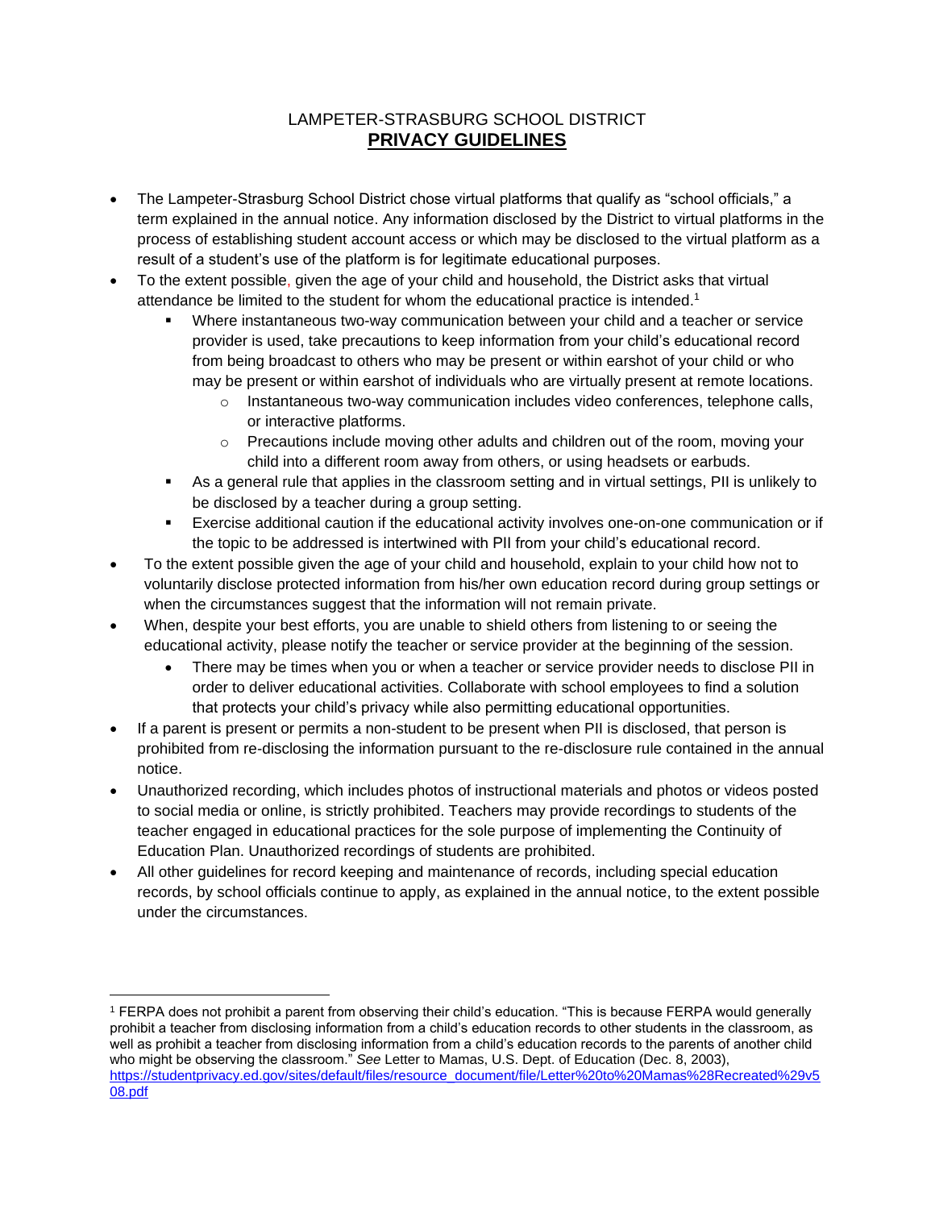LAMPETER-STRASBURG SCHOOL DISTRICT

# PRIVACY GUIDELINES

- The Lampeter-Strasburg School District chose virtual platforms that qualify as "school officials," a term explained in the annual notice. Any information disclosed by the District to virtual platforms in the process of establishing student account access or which may be disclosed to the virtual platform as a result of a student's use of the platform is for legitimate educational purposes.
- To the extent possible, given the age of your child and household, the District asks that virtual attendance be limited to the student for whom the educational practice is intended.[1]
  - Where instantaneous two-way communication between your child and a teacher or service provider is used, take precautions to keep information from your child's educational record from being broadcast to others who may be present or within earshot of your child or who may be present or within earshot of individuals who are virtually present at remote locations.
    - Instantaneous two-way communication includes video conferences, telephone calls, or interactive platforms.
    - Precautions include moving other adults and children out of the room, moving your child into a different room away from others, or using headsets or earbuds.
  - As a general rule that applies in the classroom setting and in virtual settings, PII is unlikely to be disclosed by a teacher during a group setting.
  - Exercise additional caution if the educational activity involves one-on-one communication or if the topic to be addressed is intertwined with PII from your child's educational record.
- To the extent possible given the age of your child and household, explain to your child how not to voluntarily disclose protected information from his/her own education record during group settings or when the circumstances suggest that the information will not remain private.
- When, despite your best efforts, you are unable to shield others from listening to or seeing the educational activity, please notify the teacher or service provider at the beginning of the session.
  - There may be times when you or when a teacher or service provider needs to disclose PII in order to deliver educational activities. Collaborate with school employees to find a solution that protects your child's privacy while also permitting educational opportunities.
- If a parent is present or permits a non-student to be present when PII is disclosed, that person is prohibited from re-disclosing the information pursuant to the re-disclosure rule contained in the annual notice.
- Unauthorized recording, which includes photos of instructional materials and photos or videos posted to social media or online, is strictly prohibited. Teachers may provide recordings to students of the teacher engaged in educational practices for the sole purpose of implementing the Continuity of Education Plan. Unauthorized recordings of students are prohibited.
- All other guidelines for record keeping and maintenance of records, including special education records, by school officials continue to apply, as explained in the annual notice, to the extent possible under the circumstances.

---

[1] FERPA does not prohibit a parent from observing their child's education. "This is because FERPA would generally prohibit a teacher from disclosing information from a child's education records to other students in the classroom, as well as prohibit a teacher from disclosing information from a child's education records to the parents of another child who might be observing the classroom." *See* Letter to Mamas, U.S. Dept. of Education (Dec. 8, 2003), https://studentprivacy.ed.gov/sites/default/files/resource_document/file/Letter%20to%20Mamas%28Recreated%29v508.pdf